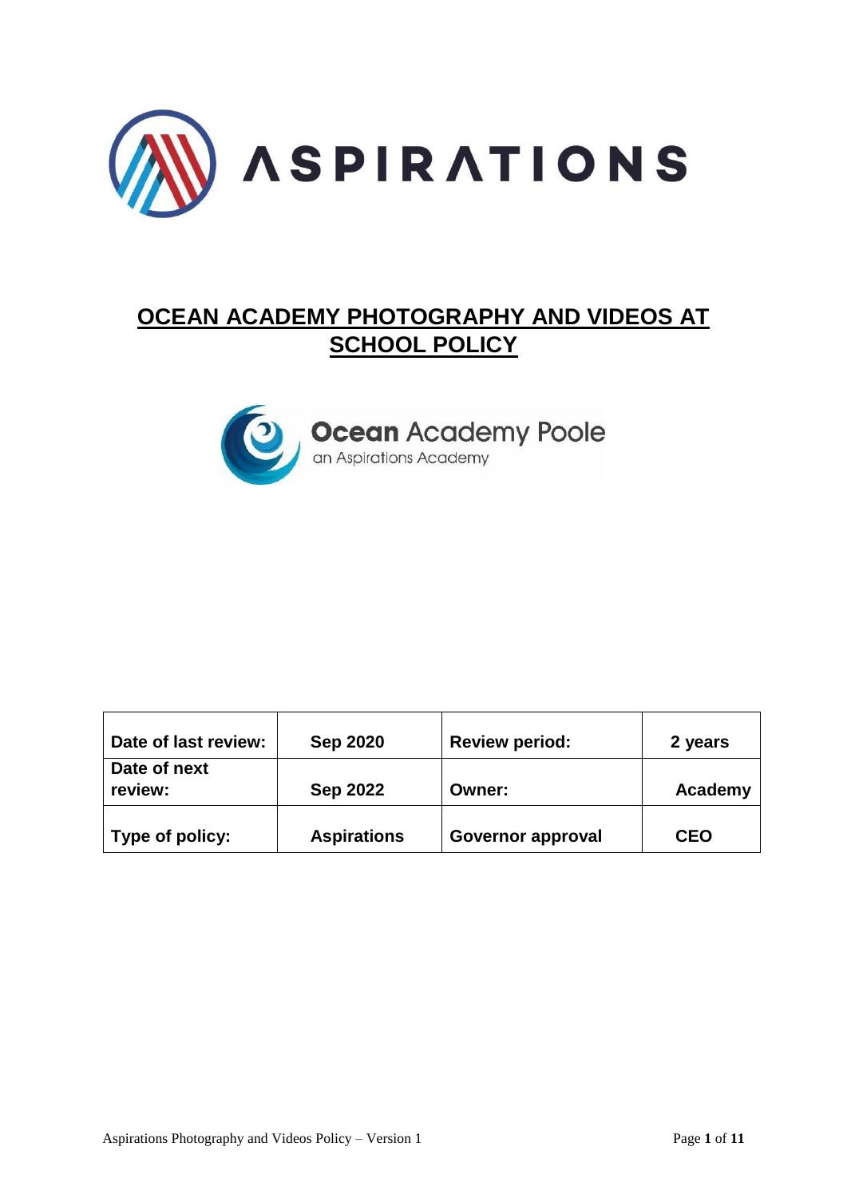ASPIRATIONS

# OCEAN ACADEMY PHOTOGRAPHY AND VIDEOS AT SCHOOL POLICY

**Ocean** Academy Poole
an Aspirations Academy

| Date of last review: | Sep 2020 | Review period: | 2 years |
|---|---|---|---|
| Date of next review: | Sep 2022 | Owner: | Academy |
| Type of policy: | Aspirations | Governor approval | CEO |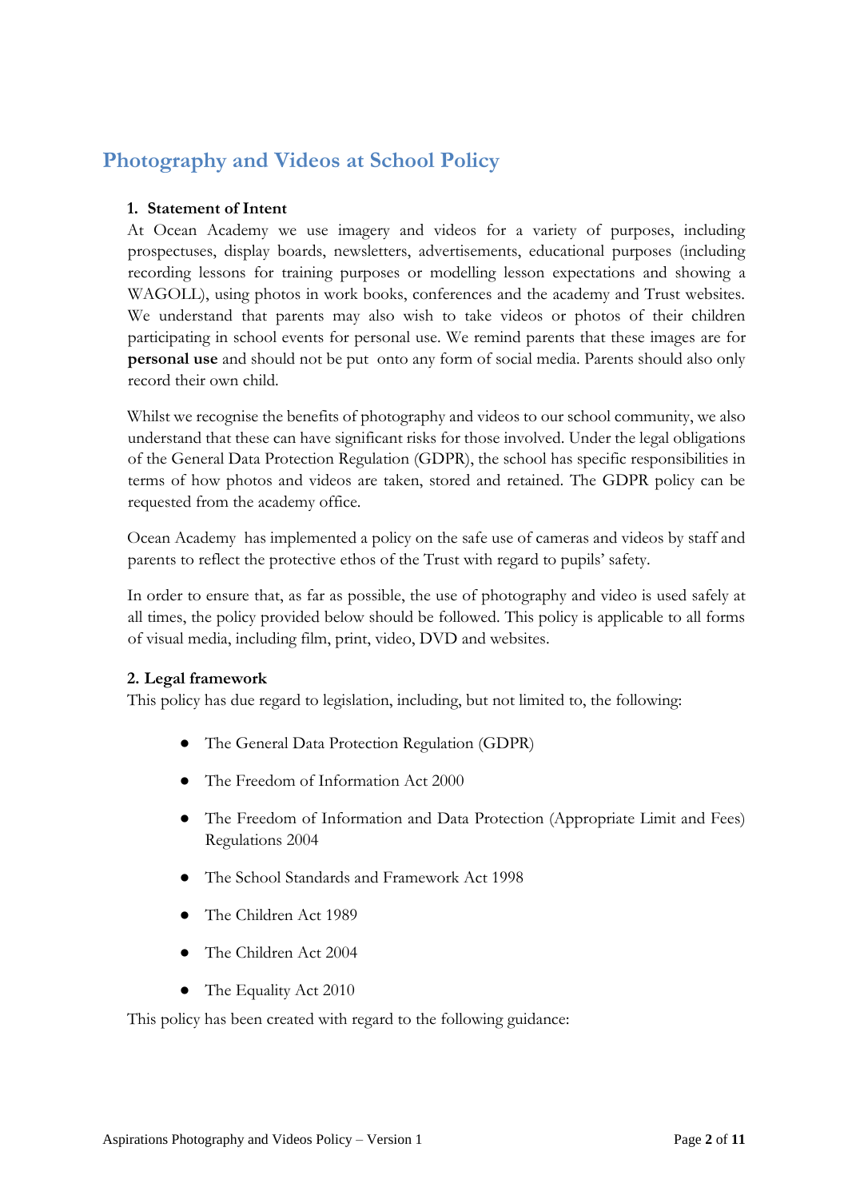## Photography and Videos at School Policy

### 1. Statement of Intent

At Ocean Academy we use imagery and videos for a variety of purposes, including prospectuses, display boards, newsletters, advertisements, educational purposes (including recording lessons for training purposes or modelling lesson expectations and showing a WAGOLL), using photos in work books, conferences and the academy and Trust websites. We understand that parents may also wish to take videos or photos of their children participating in school events for personal use. We remind parents that these images are for **personal use** and should not be put onto any form of social media. Parents should also only record their own child.

Whilst we recognise the benefits of photography and videos to our school community, we also understand that these can have significant risks for those involved. Under the legal obligations of the General Data Protection Regulation (GDPR), the school has specific responsibilities in terms of how photos and videos are taken, stored and retained. The GDPR policy can be requested from the academy office.

Ocean Academy has implemented a policy on the safe use of cameras and videos by staff and parents to reflect the protective ethos of the Trust with regard to pupils' safety.

In order to ensure that, as far as possible, the use of photography and video is used safely at all times, the policy provided below should be followed. This policy is applicable to all forms of visual media, including film, print, video, DVD and websites.

### 2. Legal framework

This policy has due regard to legislation, including, but not limited to, the following:

- The General Data Protection Regulation (GDPR)
- The Freedom of Information Act 2000
- The Freedom of Information and Data Protection (Appropriate Limit and Fees) Regulations 2004
- The School Standards and Framework Act 1998
- The Children Act 1989
- The Children Act 2004
- The Equality Act 2010

This policy has been created with regard to the following guidance: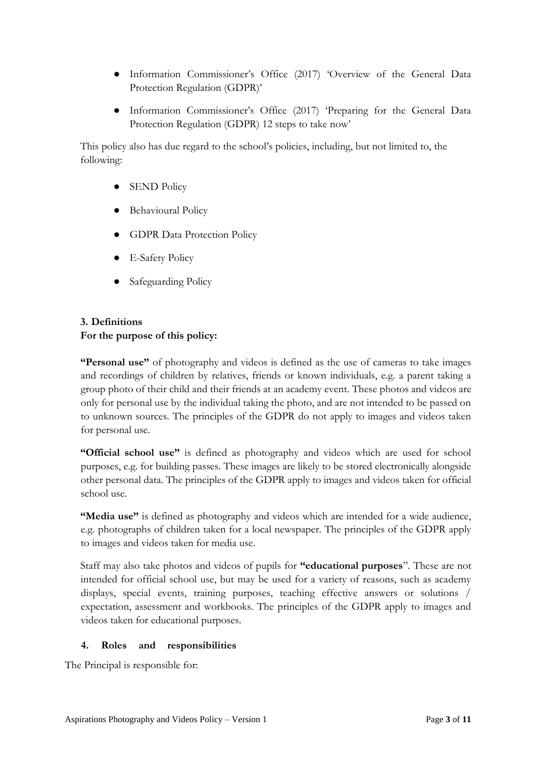- Information Commissioner's Office (2017) 'Overview of the General Data Protection Regulation (GDPR)'
- Information Commissioner's Office (2017) 'Preparing for the General Data Protection Regulation (GDPR) 12 steps to take now'

This policy also has due regard to the school's policies, including, but not limited to, the following:

- SEND Policy
- Behavioural Policy
- GDPR Data Protection Policy
- E-Safety Policy
- Safeguarding Policy

### 3. Definitions

**For the purpose of this policy:**

**"Personal use"** of photography and videos is defined as the use of cameras to take images and recordings of children by relatives, friends or known individuals, e.g. a parent taking a group photo of their child and their friends at an academy event. These photos and videos are only for personal use by the individual taking the photo, and are not intended to be passed on to unknown sources. The principles of the GDPR do not apply to images and videos taken for personal use.

**"Official school use"** is defined as photography and videos which are used for school purposes, e.g. for building passes. These images are likely to be stored electronically alongside other personal data. The principles of the GDPR apply to images and videos taken for official school use.

**"Media use"** is defined as photography and videos which are intended for a wide audience, e.g. photographs of children taken for a local newspaper. The principles of the GDPR apply to images and videos taken for media use.

Staff may also take photos and videos of pupils for **"educational purposes**". These are not intended for official school use, but may be used for a variety of reasons, such as academy displays, special events, training purposes, teaching effective answers or solutions / expectation, assessment and workbooks. The principles of the GDPR apply to images and videos taken for educational purposes.

### 4. Roles and responsibilities

The Principal is responsible for: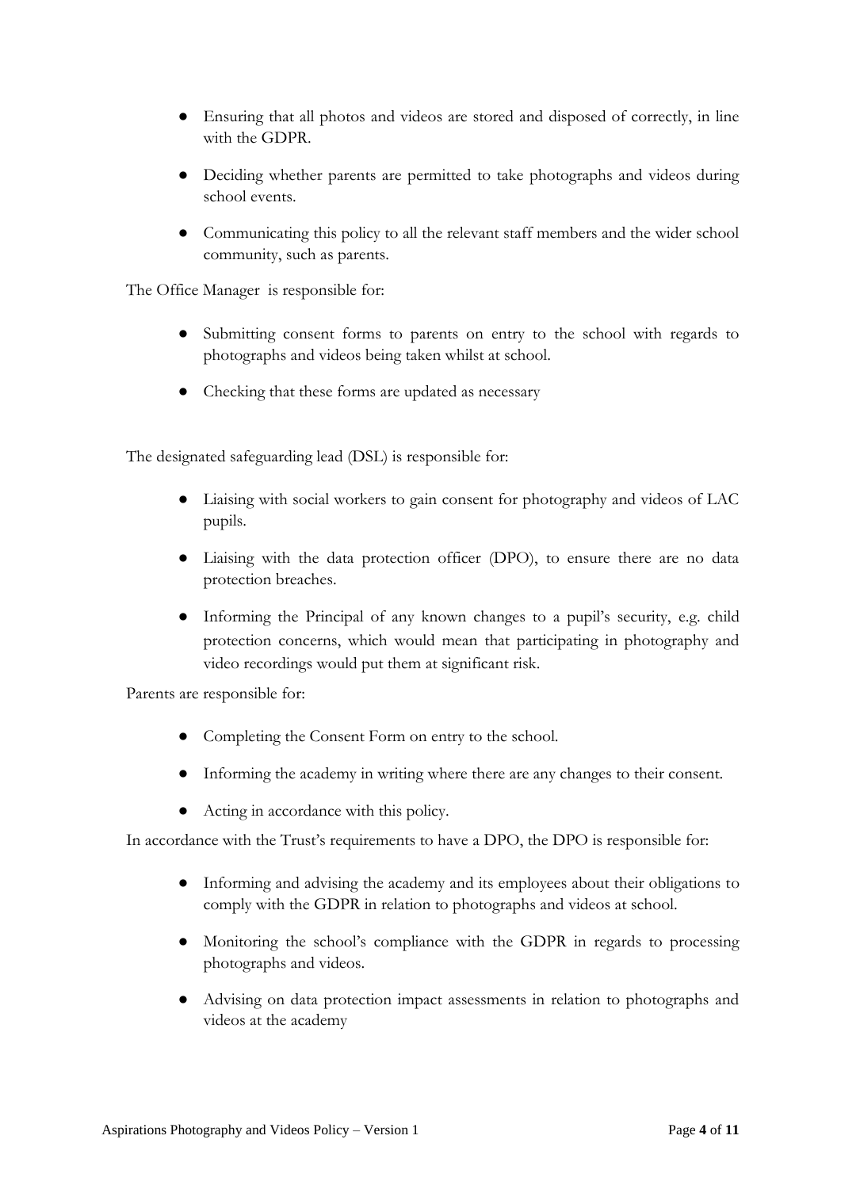- Ensuring that all photos and videos are stored and disposed of correctly, in line with the GDPR.
- Deciding whether parents are permitted to take photographs and videos during school events.
- Communicating this policy to all the relevant staff members and the wider school community, such as parents.

The Office Manager is responsible for:

- Submitting consent forms to parents on entry to the school with regards to photographs and videos being taken whilst at school.
- Checking that these forms are updated as necessary

The designated safeguarding lead (DSL) is responsible for:

- Liaising with social workers to gain consent for photography and videos of LAC pupils.
- Liaising with the data protection officer (DPO), to ensure there are no data protection breaches.
- Informing the Principal of any known changes to a pupil's security, e.g. child protection concerns, which would mean that participating in photography and video recordings would put them at significant risk.

Parents are responsible for:

- Completing the Consent Form on entry to the school.
- Informing the academy in writing where there are any changes to their consent.
- Acting in accordance with this policy.

In accordance with the Trust's requirements to have a DPO, the DPO is responsible for:

- Informing and advising the academy and its employees about their obligations to comply with the GDPR in relation to photographs and videos at school.
- Monitoring the school's compliance with the GDPR in regards to processing photographs and videos.
- Advising on data protection impact assessments in relation to photographs and videos at the academy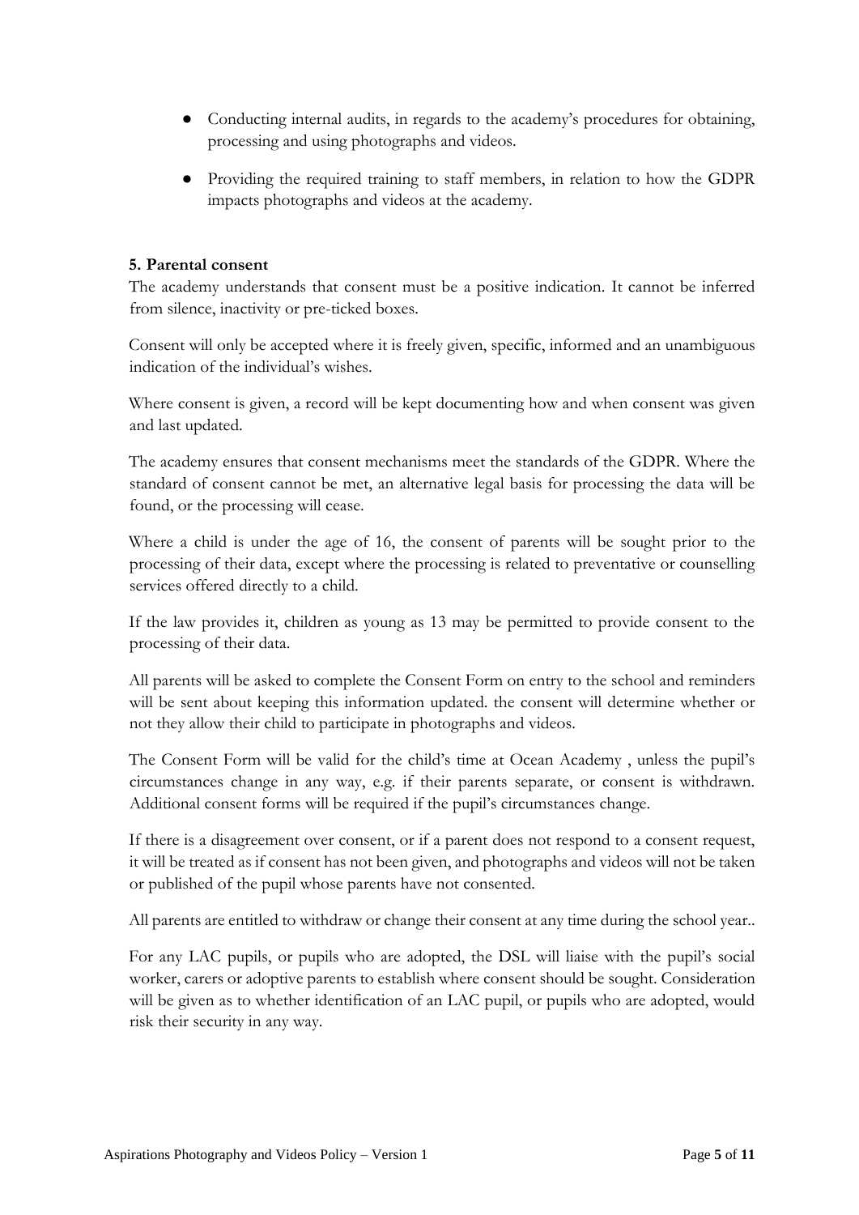- Conducting internal audits, in regards to the academy's procedures for obtaining, processing and using photographs and videos.
- Providing the required training to staff members, in relation to how the GDPR impacts photographs and videos at the academy.

**5. Parental consent**

The academy understands that consent must be a positive indication. It cannot be inferred from silence, inactivity or pre-ticked boxes.

Consent will only be accepted where it is freely given, specific, informed and an unambiguous indication of the individual's wishes.

Where consent is given, a record will be kept documenting how and when consent was given and last updated.

The academy ensures that consent mechanisms meet the standards of the GDPR. Where the standard of consent cannot be met, an alternative legal basis for processing the data will be found, or the processing will cease.

Where a child is under the age of 16, the consent of parents will be sought prior to the processing of their data, except where the processing is related to preventative or counselling services offered directly to a child.

If the law provides it, children as young as 13 may be permitted to provide consent to the processing of their data.

All parents will be asked to complete the Consent Form on entry to the school and reminders will be sent about keeping this information updated. the consent will determine whether or not they allow their child to participate in photographs and videos.

The Consent Form will be valid for the child's time at Ocean Academy , unless the pupil's circumstances change in any way, e.g. if their parents separate, or consent is withdrawn. Additional consent forms will be required if the pupil's circumstances change.

If there is a disagreement over consent, or if a parent does not respond to a consent request, it will be treated as if consent has not been given, and photographs and videos will not be taken or published of the pupil whose parents have not consented.

All parents are entitled to withdraw or change their consent at any time during the school year..

For any LAC pupils, or pupils who are adopted, the DSL will liaise with the pupil's social worker, carers or adoptive parents to establish where consent should be sought. Consideration will be given as to whether identification of an LAC pupil, or pupils who are adopted, would risk their security in any way.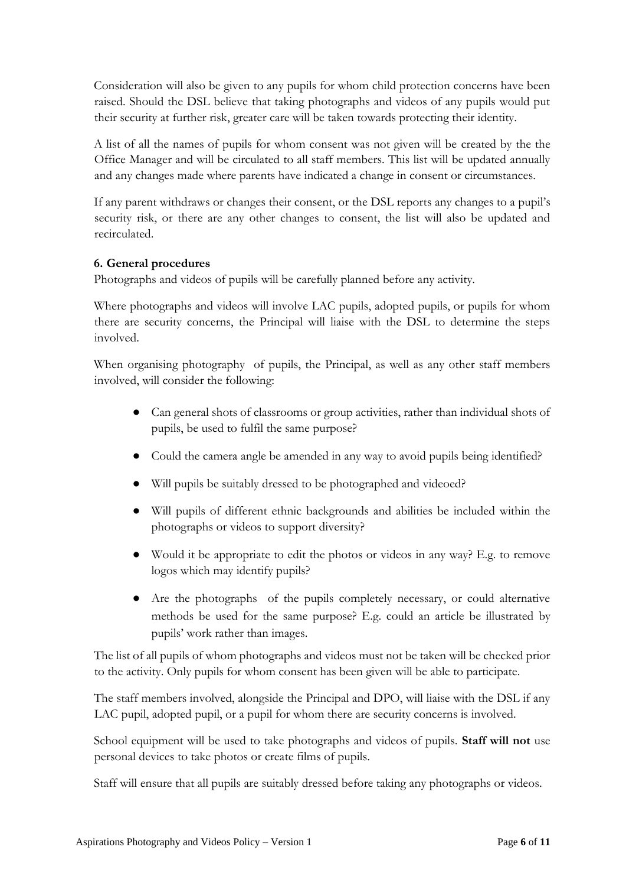Consideration will also be given to any pupils for whom child protection concerns have been raised. Should the DSL believe that taking photographs and videos of any pupils would put their security at further risk, greater care will be taken towards protecting their identity.

A list of all the names of pupils for whom consent was not given will be created by the the Office Manager and will be circulated to all staff members. This list will be updated annually and any changes made where parents have indicated a change in consent or circumstances.

If any parent withdraws or changes their consent, or the DSL reports any changes to a pupil's security risk, or there are any other changes to consent, the list will also be updated and recirculated.

**6. General procedures**

Photographs and videos of pupils will be carefully planned before any activity.

Where photographs and videos will involve LAC pupils, adopted pupils, or pupils for whom there are security concerns, the Principal will liaise with the DSL to determine the steps involved.

When organising photography of pupils, the Principal, as well as any other staff members involved, will consider the following:

- Can general shots of classrooms or group activities, rather than individual shots of pupils, be used to fulfil the same purpose?
- Could the camera angle be amended in any way to avoid pupils being identified?
- Will pupils be suitably dressed to be photographed and videoed?
- Will pupils of different ethnic backgrounds and abilities be included within the photographs or videos to support diversity?
- Would it be appropriate to edit the photos or videos in any way? E.g. to remove logos which may identify pupils?
- Are the photographs of the pupils completely necessary, or could alternative methods be used for the same purpose? E.g. could an article be illustrated by pupils' work rather than images.

The list of all pupils of whom photographs and videos must not be taken will be checked prior to the activity. Only pupils for whom consent has been given will be able to participate.

The staff members involved, alongside the Principal and DPO, will liaise with the DSL if any LAC pupil, adopted pupil, or a pupil for whom there are security concerns is involved.

School equipment will be used to take photographs and videos of pupils. **Staff will not** use personal devices to take photos or create films of pupils.

Staff will ensure that all pupils are suitably dressed before taking any photographs or videos.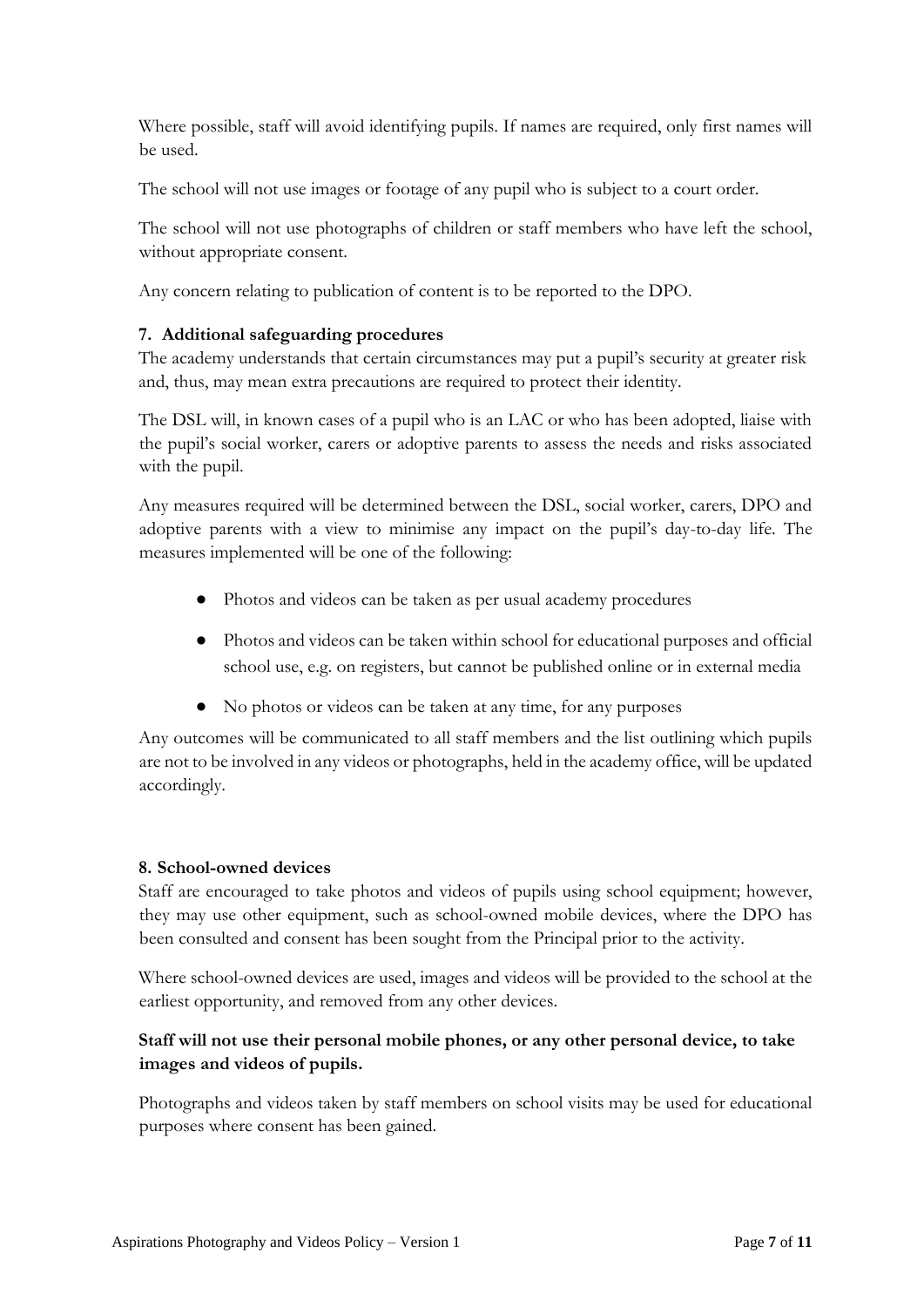Where possible, staff will avoid identifying pupils. If names are required, only first names will be used.

The school will not use images or footage of any pupil who is subject to a court order.

The school will not use photographs of children or staff members who have left the school, without appropriate consent.

Any concern relating to publication of content is to be reported to the DPO.

### 7. Additional safeguarding procedures

The academy understands that certain circumstances may put a pupil's security at greater risk and, thus, may mean extra precautions are required to protect their identity.

The DSL will, in known cases of a pupil who is an LAC or who has been adopted, liaise with the pupil's social worker, carers or adoptive parents to assess the needs and risks associated with the pupil.

Any measures required will be determined between the DSL, social worker, carers, DPO and adoptive parents with a view to minimise any impact on the pupil's day-to-day life. The measures implemented will be one of the following:

- Photos and videos can be taken as per usual academy procedures
- Photos and videos can be taken within school for educational purposes and official school use, e.g. on registers, but cannot be published online or in external media
- No photos or videos can be taken at any time, for any purposes

Any outcomes will be communicated to all staff members and the list outlining which pupils are not to be involved in any videos or photographs, held in the academy office, will be updated accordingly.

### 8. School-owned devices

Staff are encouraged to take photos and videos of pupils using school equipment; however, they may use other equipment, such as school-owned mobile devices, where the DPO has been consulted and consent has been sought from the Principal prior to the activity.

Where school-owned devices are used, images and videos will be provided to the school at the earliest opportunity, and removed from any other devices.

**Staff will not use their personal mobile phones, or any other personal device, to take images and videos of pupils.**

Photographs and videos taken by staff members on school visits may be used for educational purposes where consent has been gained.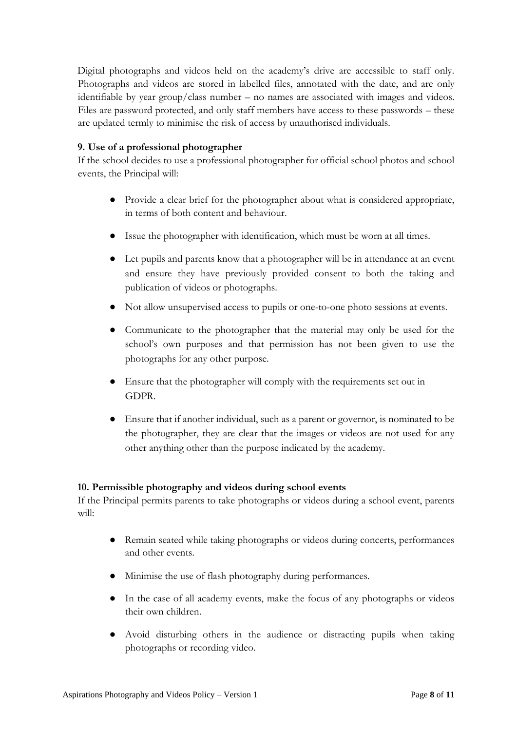Digital photographs and videos held on the academy's drive are accessible to staff only. Photographs and videos are stored in labelled files, annotated with the date, and are only identifiable by year group/class number – no names are associated with images and videos. Files are password protected, and only staff members have access to these passwords – these are updated termly to minimise the risk of access by unauthorised individuals.

**9. Use of a professional photographer**

If the school decides to use a professional photographer for official school photos and school events, the Principal will:

- Provide a clear brief for the photographer about what is considered appropriate, in terms of both content and behaviour.
- Issue the photographer with identification, which must be worn at all times.
- Let pupils and parents know that a photographer will be in attendance at an event and ensure they have previously provided consent to both the taking and publication of videos or photographs.
- Not allow unsupervised access to pupils or one-to-one photo sessions at events.
- Communicate to the photographer that the material may only be used for the school's own purposes and that permission has not been given to use the photographs for any other purpose.
- Ensure that the photographer will comply with the requirements set out in GDPR.
- Ensure that if another individual, such as a parent or governor, is nominated to be the photographer, they are clear that the images or videos are not used for any other anything other than the purpose indicated by the academy.

**10. Permissible photography and videos during school events**

If the Principal permits parents to take photographs or videos during a school event, parents will:

- Remain seated while taking photographs or videos during concerts, performances and other events.
- Minimise the use of flash photography during performances.
- In the case of all academy events, make the focus of any photographs or videos their own children.
- Avoid disturbing others in the audience or distracting pupils when taking photographs or recording video.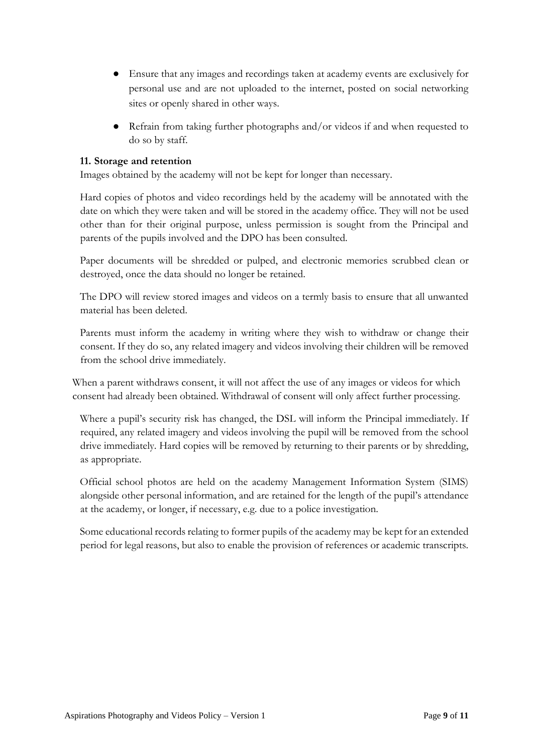- Ensure that any images and recordings taken at academy events are exclusively for personal use and are not uploaded to the internet, posted on social networking sites or openly shared in other ways.
- Refrain from taking further photographs and/or videos if and when requested to do so by staff.

**11. Storage and retention**

Images obtained by the academy will not be kept for longer than necessary.

Hard copies of photos and video recordings held by the academy will be annotated with the date on which they were taken and will be stored in the academy office. They will not be used other than for their original purpose, unless permission is sought from the Principal and parents of the pupils involved and the DPO has been consulted.

Paper documents will be shredded or pulped, and electronic memories scrubbed clean or destroyed, once the data should no longer be retained.

The DPO will review stored images and videos on a termly basis to ensure that all unwanted material has been deleted.

Parents must inform the academy in writing where they wish to withdraw or change their consent. If they do so, any related imagery and videos involving their children will be removed from the school drive immediately.

When a parent withdraws consent, it will not affect the use of any images or videos for which consent had already been obtained. Withdrawal of consent will only affect further processing.

Where a pupil's security risk has changed, the DSL will inform the Principal immediately. If required, any related imagery and videos involving the pupil will be removed from the school drive immediately. Hard copies will be removed by returning to their parents or by shredding, as appropriate.

Official school photos are held on the academy Management Information System (SIMS) alongside other personal information, and are retained for the length of the pupil's attendance at the academy, or longer, if necessary, e.g. due to a police investigation.

Some educational records relating to former pupils of the academy may be kept for an extended period for legal reasons, but also to enable the provision of references or academic transcripts.